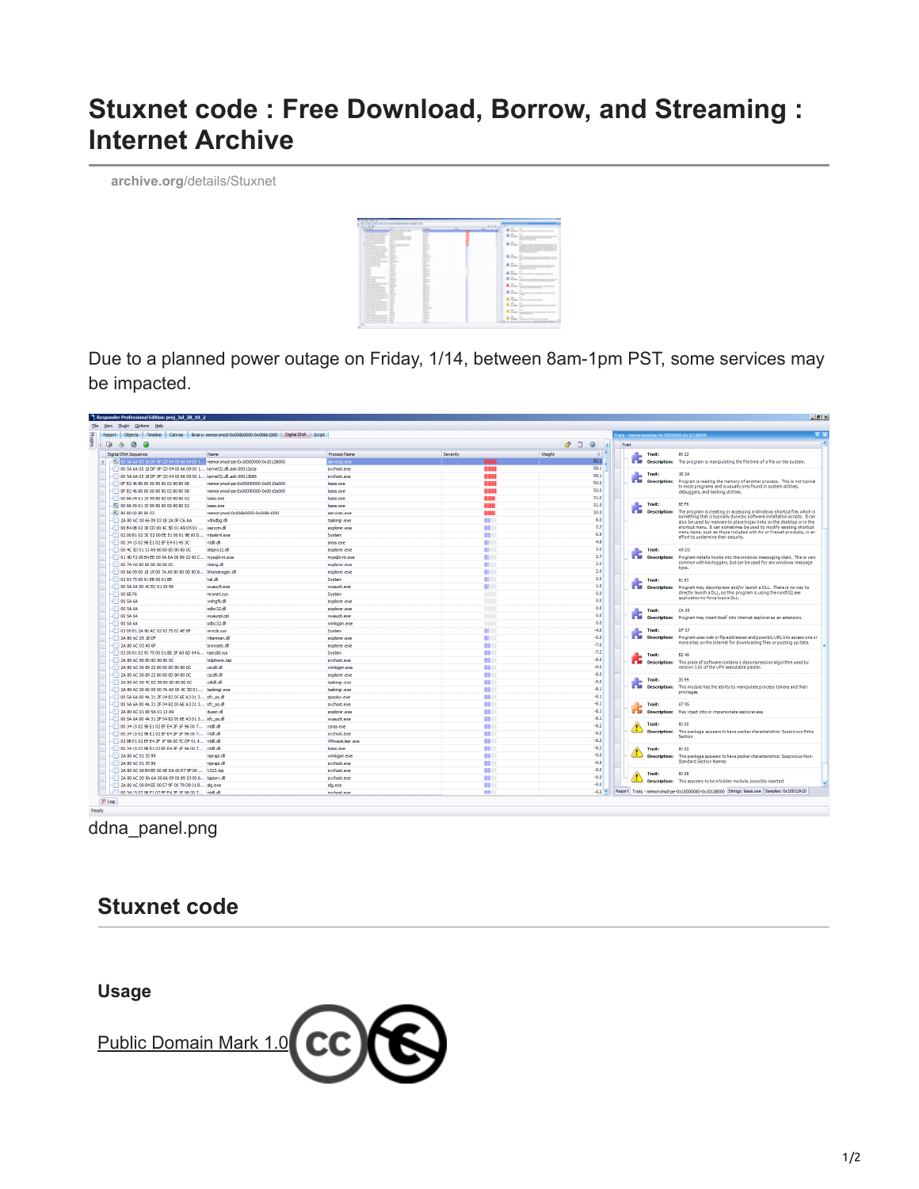# Stuxnet code : Free Download, Borrow, and Streaming : Internet Archive

archive.org/details/Stuxnet

Due to a planned power outage on Friday, 1/14, between 8am-1pm PST, some services may be impacted.

ddna_panel.png

## Stuxnet code

### Usage

Public Domain Mark 1.0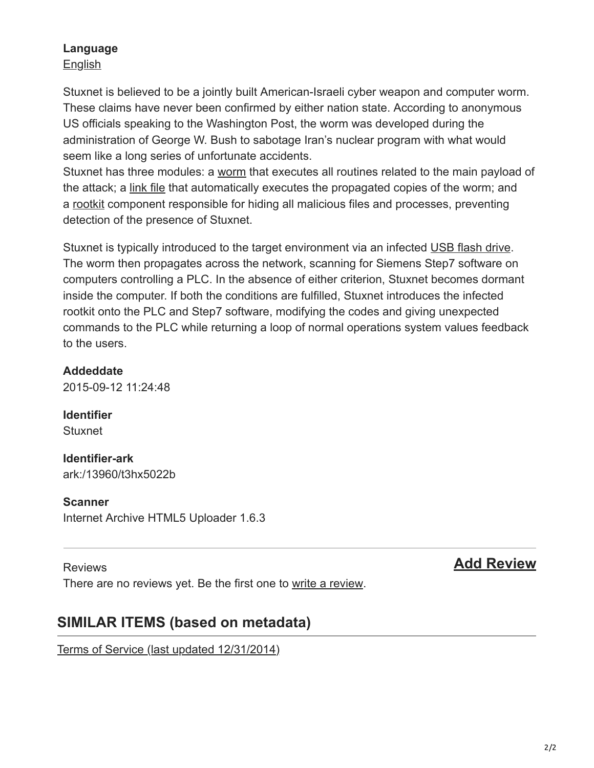**Language**
English

Stuxnet is believed to be a jointly built American-Israeli cyber weapon and computer worm. These claims have never been confirmed by either nation state. According to anonymous US officials speaking to the Washington Post, the worm was developed during the administration of George W. Bush to sabotage Iran's nuclear program with what would seem like a long series of unfortunate accidents.
Stuxnet has three modules: a worm that executes all routines related to the main payload of the attack; a link file that automatically executes the propagated copies of the worm; and a rootkit component responsible for hiding all malicious files and processes, preventing detection of the presence of Stuxnet.

Stuxnet is typically introduced to the target environment via an infected USB flash drive. The worm then propagates across the network, scanning for Siemens Step7 software on computers controlling a PLC. In the absence of either criterion, Stuxnet becomes dormant inside the computer. If both the conditions are fulfilled, Stuxnet introduces the infected rootkit onto the PLC and Step7 software, modifying the codes and giving unexpected commands to the PLC while returning a loop of normal operations system values feedback to the users.

**Addeddate**
2015-09-12 11:24:48

**Identifier**
Stuxnet

**Identifier-ark**
ark:/13960/t3hx5022b

**Scanner**
Internet Archive HTML5 Uploader 1.6.3

Reviews

**Add Review**

There are no reviews yet. Be the first one to write a review.

## SIMILAR ITEMS (based on metadata)

Terms of Service (last updated 12/31/2014)